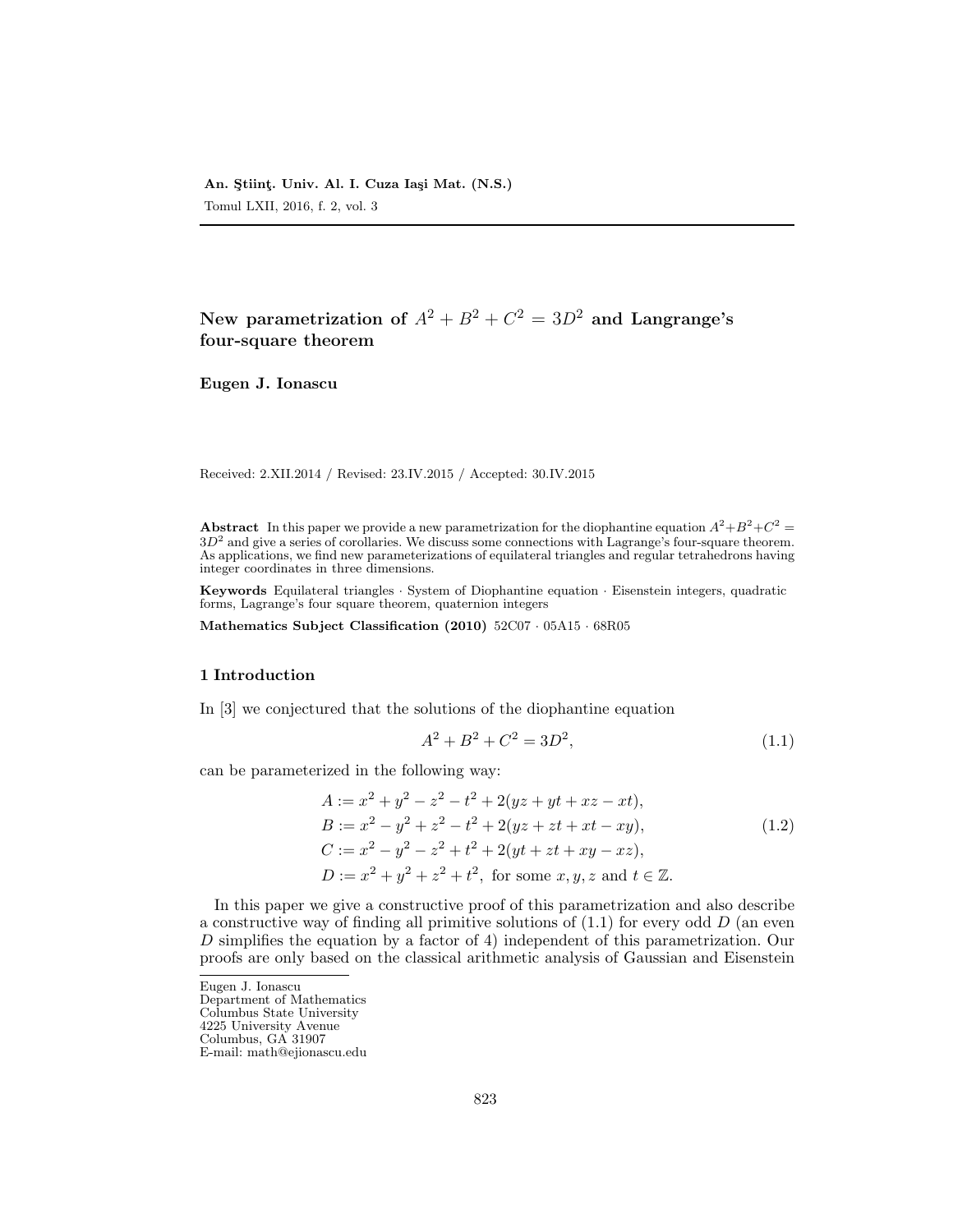**An. Ştiinţ. Univ. Al. I. Cuza Iaşi Mat. (N.S.)**
Tomul LXII, 2016, f. 2, vol. 3

# New parametrization of $A^2 + B^2 + C^2 = 3D^2$ and Langrange's four-square theorem

**Eugen J. Ionascu**

Received: 2.XII.2014 / Revised: 23.IV.2015 / Accepted: 30.IV.2015

**Abstract** In this paper we provide a new parametrization for the diophantine equation $A^2+B^2+C^2 = 3D^2$ and give a series of corollaries. We discuss some connections with Lagrange's four-square theorem. As applications, we find new parameterizations of equilateral triangles and regular tetrahedrons having integer coordinates in three dimensions.

**Keywords** Equilateral triangles · System of Diophantine equation · Eisenstein integers, quadratic forms, Lagrange's four square theorem, quaternion integers

**Mathematics Subject Classification (2010)** 52C07 · 05A15 · 68R05

## 1 Introduction

In [3] we conjectured that the solutions of the diophantine equation

$$A^2 + B^2 + C^2 = 3D^2, \tag{1.1}$$

can be parameterized in the following way:

$$\begin{aligned}
A &:= x^2 + y^2 - z^2 - t^2 + 2(yz + yt + xz - xt), \\
B &:= x^2 - y^2 + z^2 - t^2 + 2(yz + zt + xt - xy), \\
C &:= x^2 - y^2 - z^2 + t^2 + 2(yt + zt + xy - xz), \\
D &:= x^2 + y^2 + z^2 + t^2, \text{ for some } x, y, z \text{ and } t \in \mathbb{Z}.
\end{aligned} \tag{1.2}$$

In this paper we give a constructive proof of this parametrization and also describe a constructive way of finding all primitive solutions of (1.1) for every odd $D$ (an even $D$ simplifies the equation by a factor of 4) independent of this parametrization. Our proofs are only based on the classical arithmetic analysis of Gaussian and Eisenstein

---

Eugen J. Ionascu
Department of Mathematics
Columbus State University
4225 University Avenue
Columbus, GA 31907
E-mail: math@ejionascu.edu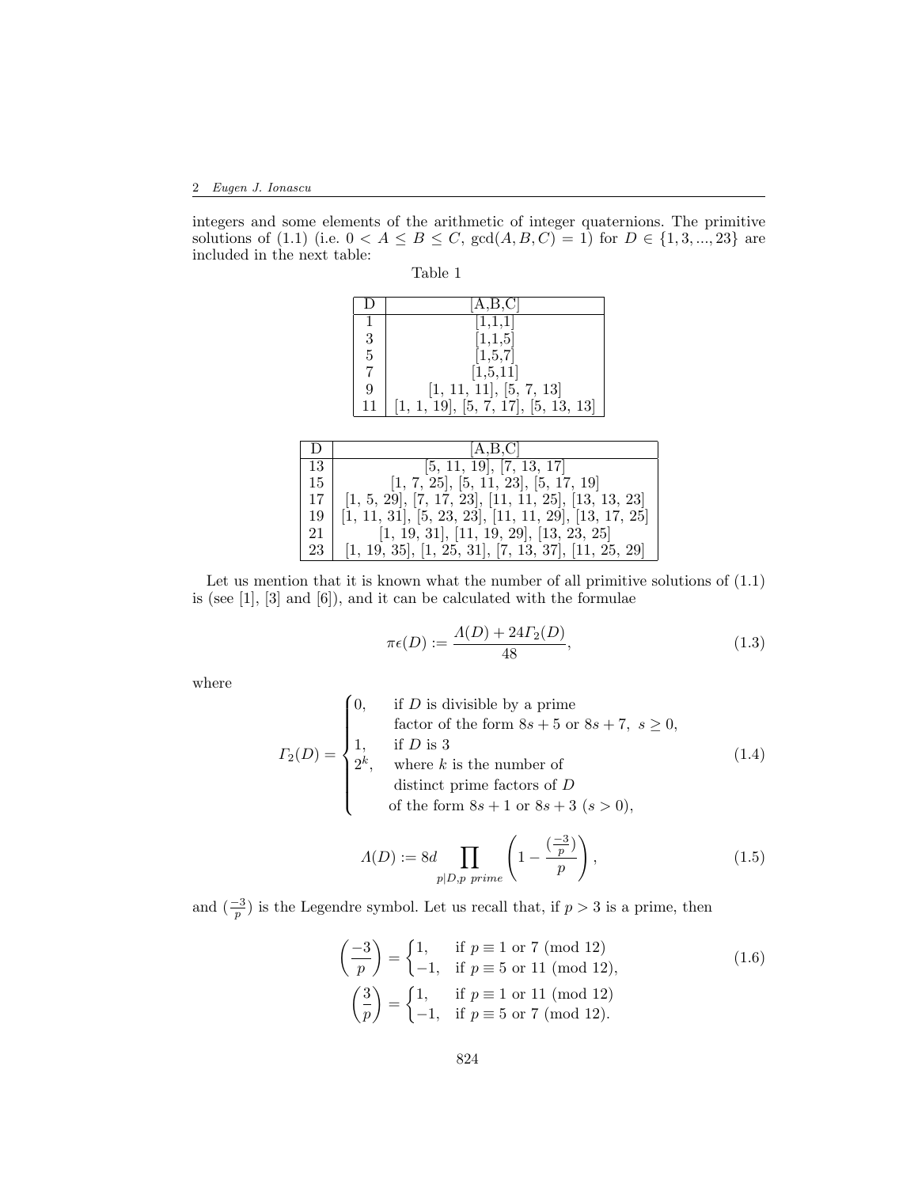integers and some elements of the arithmetic of integer quaternions. The primitive solutions of (1.1) (i.e. $0 < A \le B \le C$, $\gcd(A,B,C) = 1$) for $D \in \{1, 3, ..., 23\}$ are included in the next table:

Table 1

| D | [A,B,C] |
|---|---|
| 1 | [1,1,1] |
| 3 | [1,1,5] |
| 5 | [1,5,7] |
| 7 | [1,5,11] |
| 9 | [1, 11, 11], [5, 7, 13] |
| 11 | [1, 1, 19], [5, 7, 17], [5, 13, 13] |
| 13 | [5, 11, 19], [7, 13, 17] |
| 15 | [1, 7, 25], [5, 11, 23], [5, 17, 19] |
| 17 | [1, 5, 29], [7, 17, 23], [11, 11, 25], [13, 13, 23] |
| 19 | [1, 11, 31], [5, 23, 23], [11, 11, 29], [13, 17, 25] |
| 21 | [1, 19, 31], [11, 19, 29], [13, 23, 25] |
| 23 | [1, 19, 35], [1, 25, 31], [7, 13, 37], [11, 25, 29] |

Let us mention that it is known what the number of all primitive solutions of (1.1) is (see [1], [3] and [6]), and it can be calculated with the formulae

$$\pi\epsilon(D) := \frac{\Lambda(D) + 24\Gamma_2(D)}{48}, \tag{1.3}$$

where

$$\Gamma_2(D) = \begin{cases} 0, & \text{if } D \text{ is divisible by a prime} \\ & \text{factor of the form } 8s+5 \text{ or } 8s+7,\ s \ge 0, \\ 1, & \text{if } D \text{ is } 3 \\ 2^k, & \text{where } k \text{ is the number of} \\ & \text{distinct prime factors of } D \\ & \text{of the form } 8s+1 \text{ or } 8s+3\ (s>0), \end{cases} \tag{1.4}$$

$$\Lambda(D) := 8d \prod_{p|D, p \text{ prime}} \left(1 - \frac{(\frac{-3}{p})}{p}\right), \tag{1.5}$$

and $(\frac{-3}{p})$ is the Legendre symbol. Let us recall that, if $p > 3$ is a prime, then

$$\left(\frac{-3}{p}\right) = \begin{cases} 1, & \text{if } p \equiv 1 \text{ or } 7 \pmod{12} \\ -1, & \text{if } p \equiv 5 \text{ or } 11 \pmod{12}, \end{cases} \tag{1.6}$$

$$\left(\frac{3}{p}\right) = \begin{cases} 1, & \text{if } p \equiv 1 \text{ or } 11 \pmod{12} \\ -1, & \text{if } p \equiv 5 \text{ or } 7 \pmod{12}. \end{cases}$$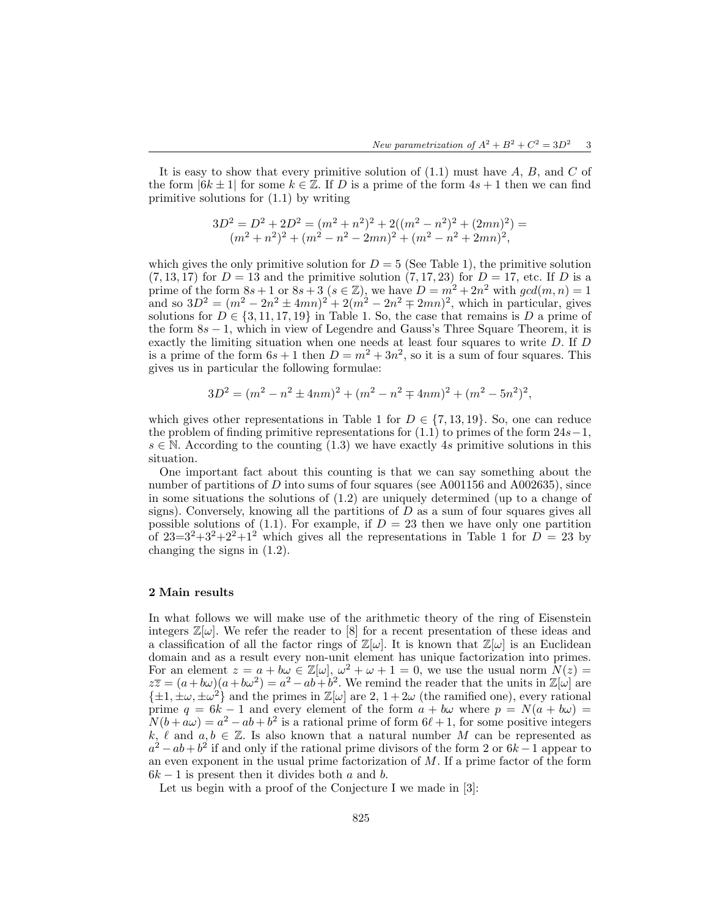It is easy to show that every primitive solution of (1.1) must have $A$, $B$, and $C$ of the form $|6k \pm 1|$ for some $k \in \mathbb{Z}$. If $D$ is a prime of the form $4s+1$ then we can find primitive solutions for (1.1) by writing

$$3D^2 = D^2 + 2D^2 = (m^2+n^2)^2 + 2((m^2-n^2)^2 + (2mn)^2) = \\ (m^2+n^2)^2 + (m^2-n^2-2mn)^2 + (m^2-n^2+2mn)^2,$$

which gives the only primitive solution for $D=5$ (See Table 1), the primitive solution $(7,13,17)$ for $D=13$ and the primitive solution $(7,17,23)$ for $D=17$, etc. If $D$ is a prime of the form $8s+1$ or $8s+3$ ($s \in \mathbb{Z}$), we have $D = m^2+2n^2$ with $gcd(m,n)=1$ and so $3D^2 = (m^2-2n^2 \pm 4mn)^2 + 2(m^2-2n^2 \mp 2mn)^2$, which in particular, gives solutions for $D \in \{3,11,17,19\}$ in Table 1. So, the case that remains is $D$ a prime of the form $8s-1$, which in view of Legendre and Gauss's Three Square Theorem, it is exactly the limiting situation when one needs at least four squares to write $D$. If $D$ is a prime of the form $6s+1$ then $D = m^2+3n^2$, so it is a sum of four squares. This gives us in particular the following formulae:

$$3D^2 = (m^2-n^2 \pm 4nm)^2 + (m^2-n^2 \mp 4nm)^2 + (m^2-5n^2)^2,$$

which gives other representations in Table 1 for $D \in \{7,13,19\}$. So, one can reduce the problem of finding primitive representations for (1.1) to primes of the form $24s-1$, $s \in \mathbb{N}$. According to the counting (1.3) we have exactly $4s$ primitive solutions in this situation.

One important fact about this counting is that we can say something about the number of partitions of $D$ into sums of four squares (see A001156 and A002635), since in some situations the solutions of (1.2) are uniquely determined (up to a change of signs). Conversely, knowing all the partitions of $D$ as a sum of four squares gives all possible solutions of (1.1). For example, if $D=23$ then we have only one partition of $23=3^2+3^2+2^2+1^2$ which gives all the representations in Table 1 for $D=23$ by changing the signs in (1.2).

## 2 Main results

In what follows we will make use of the arithmetic theory of the ring of Eisenstein integers $\mathbb{Z}[\omega]$. We refer the reader to [8] for a recent presentation of these ideas and a classification of all the factor rings of $\mathbb{Z}[\omega]$. It is known that $\mathbb{Z}[\omega]$ is an Euclidean domain and as a result every non-unit element has unique factorization into primes. For an element $z = a + b\omega \in \mathbb{Z}[\omega]$, $\omega^2+\omega+1=0$, we use the usual norm $N(z) = z\overline{z} = (a+b\omega)(a+b\omega^2) = a^2-ab+b^2$. We remind the reader that the units in $\mathbb{Z}[\omega]$ are $\{\pm1, \pm\omega, \pm\omega^2\}$ and the primes in $\mathbb{Z}[\omega]$ are $2$, $1+2\omega$ (the ramified one), every rational prime $q = 6k-1$ and every element of the form $a+b\omega$ where $p = N(a+b\omega) = N(b+a\omega) = a^2-ab+b^2$ is a rational prime of form $6\ell+1$, for some positive integers $k$, $\ell$ and $a, b \in \mathbb{Z}$. Is also known that a natural number $M$ can be represented as $a^2-ab+b^2$ if and only if the rational prime divisors of the form $2$ or $6k-1$ appear to an even exponent in the usual prime factorization of $M$. If a prime factor of the form $6k-1$ is present then it divides both $a$ and $b$.

Let us begin with a proof of the Conjecture I we made in [3]: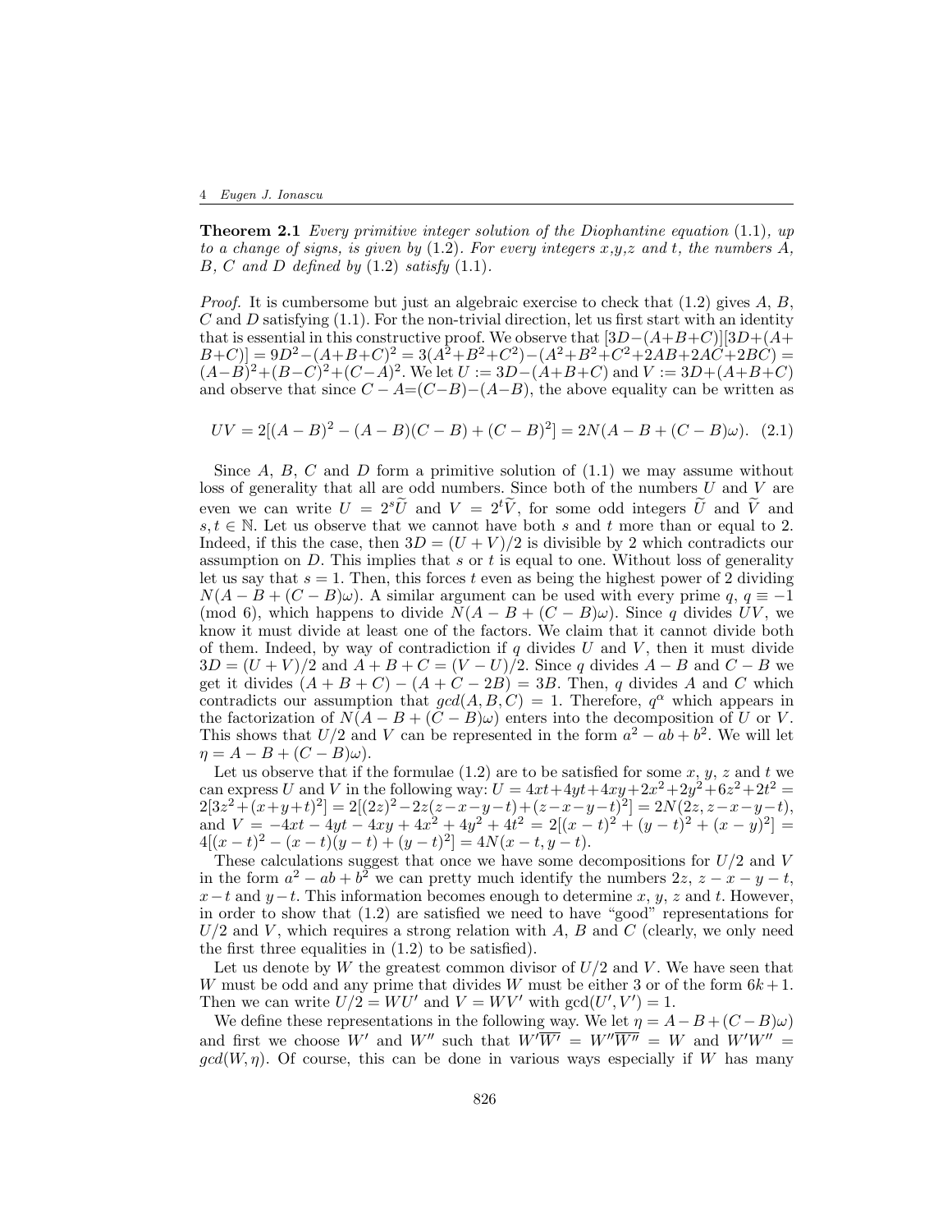**Theorem 2.1** *Every primitive integer solution of the Diophantine equation* (1.1)*, up to a change of signs, is given by* (1.2)*. For every integers x,y,z and t, the numbers A, B, C and D defined by* (1.2) *satisfy* (1.1)*.*

*Proof*. It is cumbersome but just an algebraic exercise to check that (1.2) gives $A$, $B$, $C$ and $D$ satisfying (1.1). For the non-trivial direction, let us first start with an identity that is essential in this constructive proof. We observe that $[3D-(A+B+C)][3D+(A+B+C)] = 9D^2-(A+B+C)^2 = 3(A^2+B^2+C^2)-(A^2+B^2+C^2+2AB+2AC+2BC) = (A-B)^2+(B-C)^2+(C-A)^2$. We let $U := 3D-(A+B+C)$ and $V := 3D+(A+B+C)$ and observe that since $C-A=(C-B)-(A-B)$, the above equality can be written as

$$UV = 2[(A-B)^2 - (A-B)(C-B) + (C-B)^2] = 2N(A-B+(C-B)\omega). \quad (2.1)$$

Since $A$, $B$, $C$ and $D$ form a primitive solution of (1.1) we may assume without loss of generality that all are odd numbers. Since both of the numbers $U$ and $V$ are even we can write $U = 2^s\widetilde{U}$ and $V = 2^t\widetilde{V}$, for some odd integers $\widetilde{U}$ and $\widetilde{V}$ and $s,t \in \mathbb{N}$. Let us observe that we cannot have both $s$ and $t$ more than or equal to 2. Indeed, if this the case, then $3D = (U+V)/2$ is divisible by 2 which contradicts our assumption on $D$. This implies that $s$ or $t$ is equal to one. Without loss of generality let us say that $s = 1$. Then, this forces $t$ even as being the highest power of 2 dividing $N(A-B+(C-B)\omega)$. A similar argument can be used with every prime $q$, $q \equiv -1 \pmod 6$, which happens to divide $N(A-B+(C-B)\omega)$. Since $q$ divides $UV$, we know it must divide at least one of the factors. We claim that it cannot divide both of them. Indeed, by way of contradiction if $q$ divides $U$ and $V$, then it must divide $3D = (U+V)/2$ and $A+B+C = (V-U)/2$. Since $q$ divides $A-B$ and $C-B$ we get it divides $(A+B+C)-(A+C-2B) = 3B$. Then, $q$ divides $A$ and $C$ which contradicts our assumption that $gcd(A,B,C) = 1$. Therefore, $q^\alpha$ which appears in the factorization of $N(A-B+(C-B)\omega)$ enters into the decomposition of $U$ or $V$. This shows that $U/2$ and $V$ can be represented in the form $a^2-ab+b^2$. We will let $\eta = A-B+(C-B)\omega$.

Let us observe that if the formulae (1.2) are to be satisfied for some $x$, $y$, $z$ and $t$ we can express $U$ and $V$ in the following way: $U = 4xt+4yt+4xy+2x^2+2y^2+6z^2+2t^2 = 2[3z^2+(x+y+t)^2] = 2[(2z)^2-2z(z-x-y-t)+(z-x-y-t)^2] = 2N(2z, z-x-y-t)$, and $V = -4xt-4yt-4xy+4x^2+4y^2+4t^2 = 2[(x-t)^2+(y-t)^2+(x-y)^2] = 4[(x-t)^2-(x-t)(y-t)+(y-t)^2] = 4N(x-t, y-t)$.

These calculations suggest that once we have some decompositions for $U/2$ and $V$ in the form $a^2-ab+b^2$ we can pretty much identify the numbers $2z$, $z-x-y-t$, $x-t$ and $y-t$. This information becomes enough to determine $x$, $y$, $z$ and $t$. However, in order to show that (1.2) are satisfied we need to have "good" representations for $U/2$ and $V$, which requires a strong relation with $A$, $B$ and $C$ (clearly, we only need the first three equalities in (1.2) to be satisfied).

Let us denote by $W$ the greatest common divisor of $U/2$ and $V$. We have seen that $W$ must be odd and any prime that divides $W$ must be either 3 or of the form $6k+1$. Then we can write $U/2 = WU'$ and $V = WV'$ with $\gcd(U', V') = 1$.

We define these representations in the following way. We let $\eta = A-B+(C-B)\omega$ and first we choose $W'$ and $W''$ such that $W'\overline{W'} = W''\overline{W''} = W$ and $W'W'' = gcd(W, \eta)$. Of course, this can be done in various ways especially if $W$ has many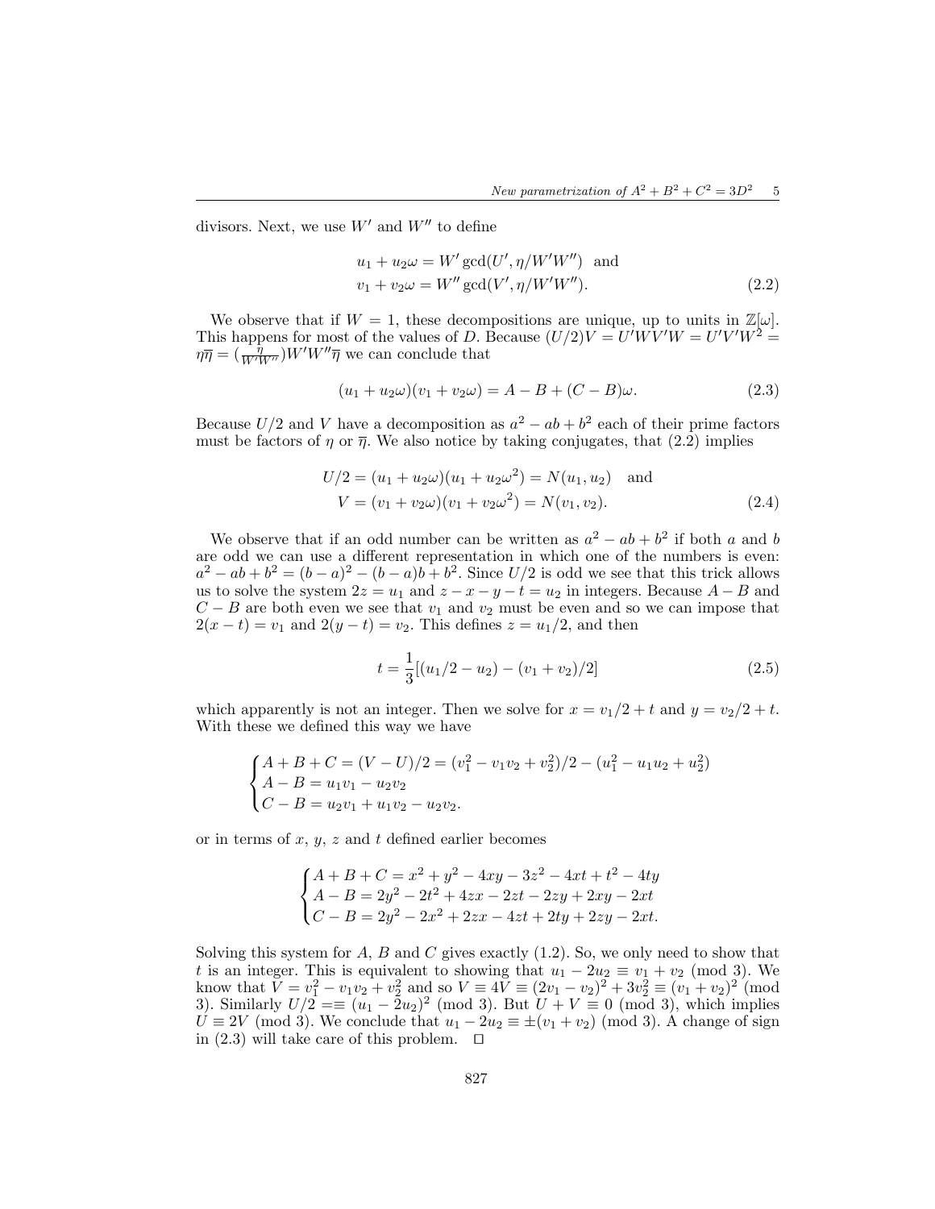divisors. Next, we use $W'$ and $W''$ to define

$$
\begin{aligned}
u_1 + u_2\omega &= W' \gcd(U', \eta/W'W'') \quad \text{and} \\
v_1 + v_2\omega &= W'' \gcd(V', \eta/W'W'').
\end{aligned}
\tag{2.2}
$$

We observe that if $W = 1$, these decompositions are unique, up to units in $\mathbb{Z}[\omega]$. This happens for most of the values of $D$. Because $(U/2)V = U'WV'W = U'V'W^2 = \eta\overline{\eta} = (\frac{\eta}{W'W''})W'W''\overline{\eta}$ we can conclude that

$$
(u_1 + u_2\omega)(v_1 + v_2\omega) = A - B + (C - B)\omega. \tag{2.3}
$$

Because $U/2$ and $V$ have a decomposition as $a^2 - ab + b^2$ each of their prime factors must be factors of $\eta$ or $\overline{\eta}$. We also notice by taking conjugates, that (2.2) implies

$$
\begin{aligned}
U/2 &= (u_1 + u_2\omega)(u_1 + u_2\omega^2) = N(u_1, u_2) \quad \text{and} \\
V &= (v_1 + v_2\omega)(v_1 + v_2\omega^2) = N(v_1, v_2).
\end{aligned}
\tag{2.4}
$$

We observe that if an odd number can be written as $a^2 - ab + b^2$ if both $a$ and $b$ are odd we can use a different representation in which one of the numbers is even: $a^2 - ab + b^2 = (b - a)^2 - (b - a)b + b^2$. Since $U/2$ is odd we see that this trick allows us to solve the system $2z = u_1$ and $z - x - y - t = u_2$ in integers. Because $A - B$ and $C - B$ are both even we see that $v_1$ and $v_2$ must be even and so we can impose that $2(x - t) = v_1$ and $2(y - t) = v_2$. This defines $z = u_1/2$, and then

$$
t = \frac{1}{3}[(u_1/2 - u_2) - (v_1 + v_2)/2] \tag{2.5}
$$

which apparently is not an integer. Then we solve for $x = v_1/2 + t$ and $y = v_2/2 + t$. With these we defined this way we have

$$
\begin{cases}
A + B + C = (V - U)/2 = (v_1^2 - v_1v_2 + v_2^2)/2 - (u_1^2 - u_1u_2 + u_2^2) \\
A - B = u_1v_1 - u_2v_2 \\
C - B = u_2v_1 + u_1v_2 - u_2v_2.
\end{cases}
$$

or in terms of $x$, $y$, $z$ and $t$ defined earlier becomes

$$
\begin{cases}
A + B + C = x^2 + y^2 - 4xy - 3z^2 - 4xt + t^2 - 4ty \\
A - B = 2y^2 - 2t^2 + 4zx - 2zt - 2zy + 2xy - 2xt \\
C - B = 2y^2 - 2x^2 + 2zx - 4zt + 2ty + 2zy - 2xt.
\end{cases}
$$

Solving this system for $A$, $B$ and $C$ gives exactly (1.2). So, we only need to show that $t$ is an integer. This is equivalent to showing that $u_1 - 2u_2 \equiv v_1 + v_2 \pmod 3$. We know that $V = v_1^2 - v_1v_2 + v_2^2$ and so $V \equiv 4V \equiv (2v_1 - v_2)^2 + 3v_2^2 \equiv (v_1 + v_2)^2 \pmod 3$. Similarly $U/2 =\equiv (u_1 - 2u_2)^2 \pmod 3$. But $U + V \equiv 0 \pmod 3$, which implies $U \equiv 2V \pmod 3$. We conclude that $u_1 - 2u_2 \equiv \pm(v_1 + v_2) \pmod 3$. A change of sign in (2.3) will take care of this problem. $\square$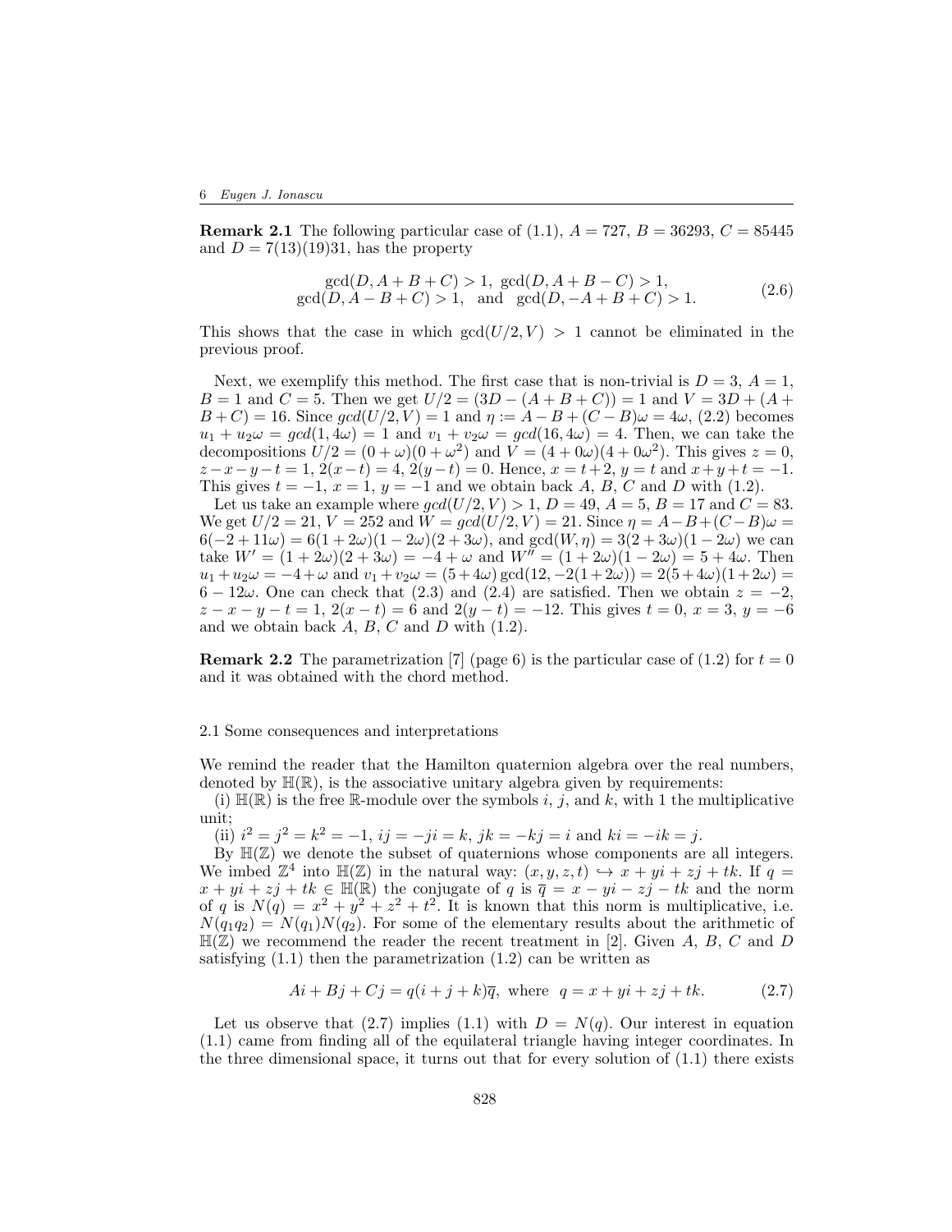**Remark 2.1** The following particular case of (1.1), $A = 727$, $B = 36293$, $C = 85445$ and $D = 7(13)(19)31$, has the property

$$\gcd(D, A+B+C) > 1,\ \gcd(D, A+B-C) > 1,$$
$$\gcd(D, A-B+C) > 1, \text{ and } \gcd(D, -A+B+C) > 1. \tag{2.6}$$

This shows that the case in which $\gcd(U/2, V) > 1$ cannot be eliminated in the previous proof.

Next, we exemplify this method. The first case that is non-trivial is $D = 3$, $A = 1$, $B = 1$ and $C = 5$. Then we get $U/2 = (3D - (A + B + C)) = 1$ and $V = 3D + (A + B + C) = 16$. Since $gcd(U/2, V) = 1$ and $\eta := A - B + (C - B)\omega = 4\omega$, (2.2) becomes $u_1 + u_2\omega = gcd(1, 4\omega) = 1$ and $v_1 + v_2\omega = gcd(16, 4\omega) = 4$. Then, we can take the decompositions $U/2 = (0 + \omega)(0 + \omega^2)$ and $V = (4 + 0\omega)(4 + 0\omega^2)$. This gives $z = 0$, $z - x - y - t = 1$, $2(x - t) = 4$, $2(y - t) = 0$. Hence, $x = t + 2$, $y = t$ and $x + y + t = -1$. This gives $t = -1$, $x = 1$, $y = -1$ and we obtain back $A$, $B$, $C$ and $D$ with (1.2).

Let us take an example where $gcd(U/2, V) > 1$, $D = 49$, $A = 5$, $B = 17$ and $C = 83$. We get $U/2 = 21$, $V = 252$ and $W = gcd(U/2, V) = 21$. Since $\eta = A - B + (C - B)\omega = 6(-2 + 11\omega) = 6(1 + 2\omega)(1 - 2\omega)(2 + 3\omega)$, and $\gcd(W, \eta) = 3(2 + 3\omega)(1 - 2\omega)$ we can take $W' = (1 + 2\omega)(2 + 3\omega) = -4 + \omega$ and $W'' = (1 + 2\omega)(1 - 2\omega) = 5 + 4\omega$. Then $u_1 + u_2\omega = -4 + \omega$ and $v_1 + v_2\omega = (5 + 4\omega)\gcd(12, -2(1 + 2\omega)) = 2(5 + 4\omega)(1 + 2\omega) = 6 - 12\omega$. One can check that (2.3) and (2.4) are satisfied. Then we obtain $z = -2$, $z - x - y - t = 1$, $2(x - t) = 6$ and $2(y - t) = -12$. This gives $t = 0$, $x = 3$, $y = -6$ and we obtain back $A$, $B$, $C$ and $D$ with (1.2).

**Remark 2.2** The parametrization [7] (page 6) is the particular case of (1.2) for $t = 0$ and it was obtained with the chord method.

### 2.1 Some consequences and interpretations

We remind the reader that the Hamilton quaternion algebra over the real numbers, denoted by $\mathbb{H}(\mathbb{R})$, is the associative unitary algebra given by requirements:

(i) $\mathbb{H}(\mathbb{R})$ is the free $\mathbb{R}$-module over the symbols $i$, $j$, and $k$, with 1 the multiplicative unit;

(ii) $i^2 = j^2 = k^2 = -1$, $ij = -ji = k$, $jk = -kj = i$ and $ki = -ik = j$.

By $\mathbb{H}(\mathbb{Z})$ we denote the subset of quaternions whose components are all integers. We imbed $\mathbb{Z}^4$ into $\mathbb{H}(\mathbb{Z})$ in the natural way: $(x, y, z, t) \hookrightarrow x + yi + zj + tk$. If $q = x + yi + zj + tk \in \mathbb{H}(\mathbb{R})$ the conjugate of $q$ is $\overline{q} = x - yi - zj - tk$ and the norm of $q$ is $N(q) = x^2 + y^2 + z^2 + t^2$. It is known that this norm is multiplicative, i.e. $N(q_1q_2) = N(q_1)N(q_2)$. For some of the elementary results about the arithmetic of $\mathbb{H}(\mathbb{Z})$ we recommend the reader the recent treatment in [2]. Given $A$, $B$, $C$ and $D$ satisfying (1.1) then the parametrization (1.2) can be written as

$$Ai + Bj + Cj = q(i + j + k)\overline{q}, \text{ where } q = x + yi + zj + tk. \tag{2.7}$$

Let us observe that (2.7) implies (1.1) with $D = N(q)$. Our interest in equation (1.1) came from finding all of the equilateral triangle having integer coordinates. In the three dimensional space, it turns out that for every solution of (1.1) there exists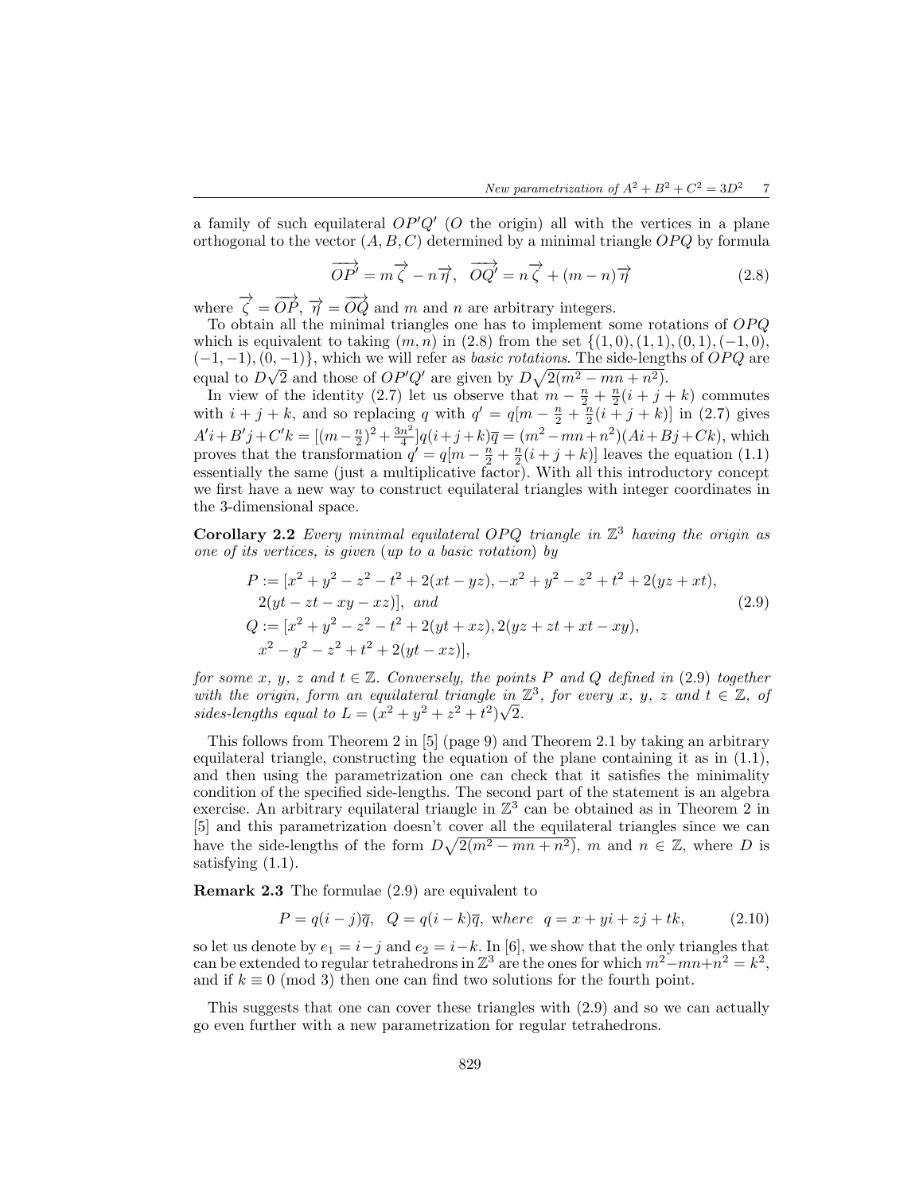a family of such equilateral $OP'Q'$ ($O$ the origin) all with the vertices in a plane orthogonal to the vector $(A, B, C)$ determined by a minimal triangle $OPQ$ by formula

$$\overrightarrow{OP'} = m\overrightarrow{\zeta} - n\overrightarrow{\eta}, \quad \overrightarrow{OQ'} = n\overrightarrow{\zeta} + (m-n)\overrightarrow{\eta} \tag{2.8}$$

where $\overrightarrow{\zeta} = \overrightarrow{OP}$, $\overrightarrow{\eta} = \overrightarrow{OQ}$ and $m$ and $n$ are arbitrary integers.

To obtain all the minimal triangles one has to implement some rotations of $OPQ$ which is equivalent to taking $(m, n)$ in (2.8) from the set $\{(1, 0), (1, 1), (0, 1), (-1, 0), (-1, -1), (0, -1)\}$, which we will refer as *basic rotations*. The side-lengths of $OPQ$ are equal to $D\sqrt{2}$ and those of $OP'Q'$ are given by $D\sqrt{2(m^2 - mn + n^2)}$.

In view of the identity (2.7) let us observe that $m - \frac{n}{2} + \frac{n}{2}(i + j + k)$ commutes with $i + j + k$, and so replacing $q$ with $q' = q[m - \frac{n}{2} + \frac{n}{2}(i + j + k)]$ in (2.7) gives $A'i + B'j + C'k = [(m - \frac{n}{2})^2 + \frac{3n^2}{4}]q(i + j + k)\overline{q} = (m^2 - mn + n^2)(Ai + Bj + Ck)$, which proves that the transformation $q' = q[m - \frac{n}{2} + \frac{n}{2}(i + j + k)]$ leaves the equation (1.1) essentially the same (just a multiplicative factor). With all this introductory concept we first have a new way to construct equilateral triangles with integer coordinates in the 3-dimensional space.

**Corollary 2.2** *Every minimal equilateral $OPQ$ triangle in $\mathbb{Z}^3$ having the origin as one of its vertices, is given* (*up to a basic rotation*) *by*

$$\begin{aligned}
&P := [x^2 + y^2 - z^2 - t^2 + 2(xt - yz), -x^2 + y^2 - z^2 + t^2 + 2(yz + xt),\\
&\quad 2(yt - zt - xy - xz)], \text{ and}\\
&Q := [x^2 + y^2 - z^2 - t^2 + 2(yt + xz), 2(yz + zt + xt - xy),\\
&\quad x^2 - y^2 - z^2 + t^2 + 2(yt - xz)],
\end{aligned} \tag{2.9}$$

*for some $x$, $y$, $z$ and $t \in \mathbb{Z}$. Conversely, the points $P$ and $Q$ defined in* (2.9) *together with the origin, form an equilateral triangle in $\mathbb{Z}^3$, for every $x$, $y$, $z$ and $t \in \mathbb{Z}$, of sides-lengths equal to $L = (x^2 + y^2 + z^2 + t^2)\sqrt{2}$.*

This follows from Theorem 2 in [5] (page 9) and Theorem 2.1 by taking an arbitrary equilateral triangle, constructing the equation of the plane containing it as in (1.1), and then using the parametrization one can check that it satisfies the minimality condition of the specified side-lengths. The second part of the statement is an algebra exercise. An arbitrary equilateral triangle in $\mathbb{Z}^3$ can be obtained as in Theorem 2 in [5] and this parametrization doesn't cover all the equilateral triangles since we can have the side-lengths of the form $D\sqrt{2(m^2 - mn + n^2)}$, $m$ and $n \in \mathbb{Z}$, where $D$ is satisfying (1.1).

**Remark 2.3** The formulae (2.9) are equivalent to

$$P = q(i - j)\overline{q}, \quad Q = q(i - k)\overline{q}, \text{ where } q = x + yi + zj + tk, \tag{2.10}$$

so let us denote by $e_1 = i - j$ and $e_2 = i - k$. In [6], we show that the only triangles that can be extended to regular tetrahedrons in $\mathbb{Z}^3$ are the ones for which $m^2 - mn + n^2 = k^2$, and if $k \equiv 0 \pmod 3$ then one can find two solutions for the fourth point.

This suggests that one can cover these triangles with (2.9) and so we can actually go even further with a new parametrization for regular tetrahedrons.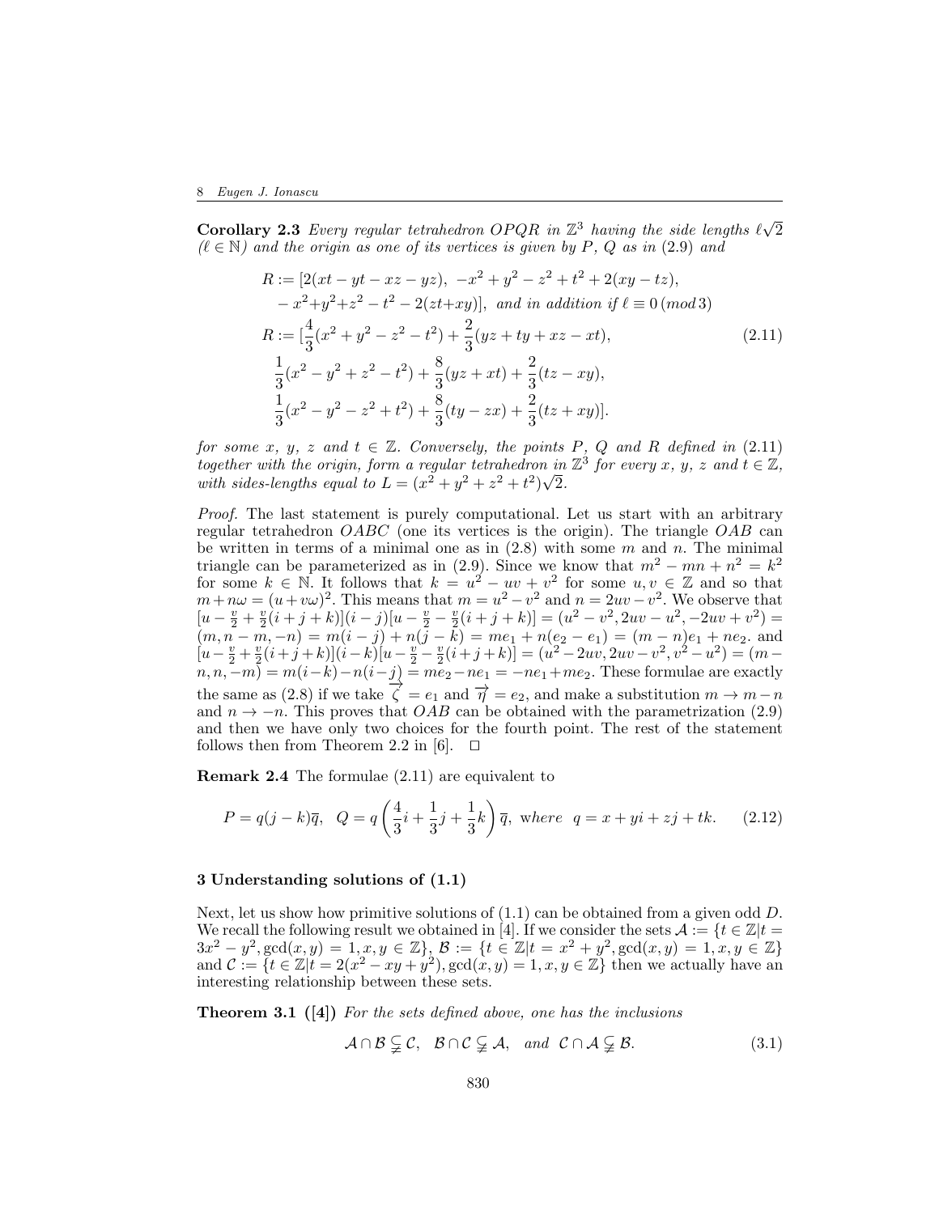**Corollary 2.3** *Every regular tetrahedron $OPQR$ in $\mathbb{Z}^3$ having the side lengths $\ell\sqrt{2}$ ($\ell \in \mathbb{N}$) and the origin as one of its vertices is given by $P$, $Q$ as in (2.9) and*

$$
\begin{aligned}
R :=\ & [2(xt - yt - xz - yz),\ -x^2 + y^2 - z^2 + t^2 + 2(xy - tz),\\
& -x^2+y^2+z^2 - t^2 - 2(zt+xy)],\ \textit{and in addition if } \ell \equiv 0\,(mod\,3)\\
R :=\ & [\frac{4}{3}(x^2 + y^2 - z^2 - t^2) + \frac{2}{3}(yz + ty + xz - xt),\\
& \frac{1}{3}(x^2 - y^2 + z^2 - t^2) + \frac{8}{3}(yz + xt) + \frac{2}{3}(tz - xy),\\
& \frac{1}{3}(x^2 - y^2 - z^2 + t^2) + \frac{8}{3}(ty - zx) + \frac{2}{3}(tz + xy)].
\end{aligned}
\tag{2.11}
$$

*for some $x$, $y$, $z$ and $t \in \mathbb{Z}$. Conversely, the points $P$, $Q$ and $R$ defined in (2.11) together with the origin, form a regular tetrahedron in $\mathbb{Z}^3$ for every $x$, $y$, $z$ and $t \in \mathbb{Z}$, with sides-lengths equal to $L = (x^2 + y^2 + z^2 + t^2)\sqrt{2}$.*

*Proof.* The last statement is purely computational. Let us start with an arbitrary regular tetrahedron $OABC$ (one its vertices is the origin). The triangle $OAB$ can be written in terms of a minimal one as in (2.8) with some $m$ and $n$. The minimal triangle can be parameterized as in (2.9). Since we know that $m^2 - mn + n^2 = k^2$ for some $k \in \mathbb{N}$. It follows that $k = u^2 - uv + v^2$ for some $u, v \in \mathbb{Z}$ and so that $m + n\omega = (u + v\omega)^2$. This means that $m = u^2 - v^2$ and $n = 2uv - v^2$. We observe that $[u - \frac{v}{2} + \frac{v}{2}(i + j + k)](i - j)[u - \frac{v}{2} - \frac{v}{2}(i + j + k)] = (u^2 - v^2, 2uv - u^2, -2uv + v^2) = (m, n - m, -n) = m(i - j) + n(j - k) = me_1 + n(e_2 - e_1) = (m - n)e_1 + ne_2$. and $[u - \frac{v}{2} + \frac{v}{2}(i+j+k)](i-k)[u - \frac{v}{2} - \frac{v}{2}(i+j+k)] = (u^2 - 2uv, 2uv - v^2, v^2 - u^2) = (m - n, n, -m) = m(i-k) - n(i-j) = me_2 - ne_1 = -ne_1 + me_2$. These formulae are exactly the same as (2.8) if we take $\overrightarrow{\zeta} = e_1$ and $\overrightarrow{\eta} = e_2$, and make a substitution $m \to m - n$ and $n \to -n$. This proves that $OAB$ can be obtained with the parametrization (2.9) and then we have only two choices for the fourth point. The rest of the statement follows then from Theorem 2.2 in [6]. $\square$

**Remark 2.4** The formulae (2.11) are equivalent to

$$
P = q(j - k)\overline{q}, \quad Q = q\left(\frac{4}{3}i + \frac{1}{3}j + \frac{1}{3}k\right)\overline{q}, \text{ where } \ q = x + yi + zj + tk. \tag{2.12}
$$

## 3 Understanding solutions of (1.1)

Next, let us show how primitive solutions of (1.1) can be obtained from a given odd $D$. We recall the following result we obtained in [4]. If we consider the sets $\mathcal{A} := \{t \in \mathbb{Z}|t = 3x^2 - y^2, \gcd(x, y) = 1, x, y \in \mathbb{Z}\}$, $\mathcal{B} := \{t \in \mathbb{Z}|t = x^2 + y^2, \gcd(x, y) = 1, x, y \in \mathbb{Z}\}$ and $\mathcal{C} := \{t \in \mathbb{Z}|t = 2(x^2 - xy + y^2), \gcd(x, y) = 1, x, y \in \mathbb{Z}\}$ then we actually have an interesting relationship between these sets.

**Theorem 3.1 ([4])** *For the sets defined above, one has the inclusions*

$$
\mathcal{A} \cap \mathcal{B} \subsetneqq \mathcal{C}, \quad \mathcal{B} \cap \mathcal{C} \subsetneqq \mathcal{A}, \quad \textit{and} \quad \mathcal{C} \cap \mathcal{A} \subsetneqq \mathcal{B}. \tag{3.1}
$$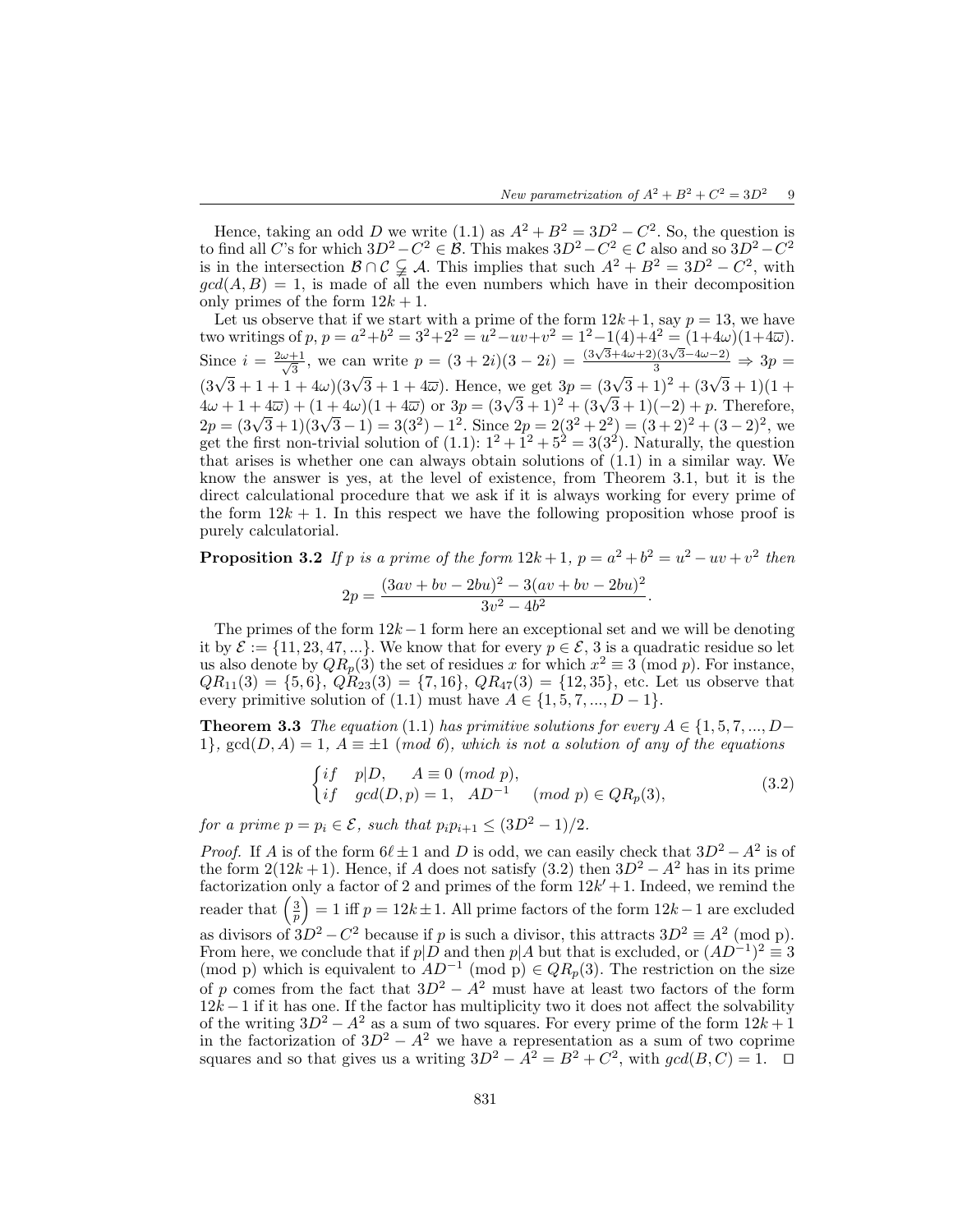Hence, taking an odd $D$ we write (1.1) as $A^2 + B^2 = 3D^2 - C^2$. So, the question is to find all $C$'s for which $3D^2 - C^2 \in \mathcal{B}$. This makes $3D^2 - C^2 \in \mathcal{C}$ also and so $3D^2 - C^2$ is in the intersection $\mathcal{B} \cap \mathcal{C} \subsetneq \mathcal{A}$. This implies that such $A^2 + B^2 = 3D^2 - C^2$, with $gcd(A, B) = 1$, is made of all the even numbers which have in their decomposition only primes of the form $12k + 1$.

Let us observe that if we start with a prime of the form $12k+1$, say $p = 13$, we have two writings of $p$, $p = a^2+b^2 = 3^2+2^2 = u^2-uv+v^2 = 1^2-1(4)+4^2 = (1+4\omega)(1+4\overline{\omega})$. Since $i = \frac{2\omega+1}{\sqrt{3}}$, we can write $p = (3+2i)(3-2i) = \frac{(3\sqrt{3}+4\omega+2)(3\sqrt{3}-4\omega-2)}{3} \Rightarrow 3p = (3\sqrt{3}+1+1+4\omega)(3\sqrt{3}+1+4\overline{\omega})$. Hence, we get $3p = (3\sqrt{3}+1)^2 + (3\sqrt{3}+1)(1+4\omega+1+4\overline{\omega}) + (1+4\omega)(1+4\overline{\omega})$ or $3p = (3\sqrt{3}+1)^2 + (3\sqrt{3}+1)(-2) + p$. Therefore, $2p = (3\sqrt{3}+1)(3\sqrt{3}-1) = 3(3^2) - 1^2$. Since $2p = 2(3^2+2^2) = (3+2)^2 + (3-2)^2$, we get the first non-trivial solution of (1.1): $1^2 + 1^2 + 5^2 = 3(3^2)$. Naturally, the question that arises is whether one can always obtain solutions of (1.1) in a similar way. We know the answer is yes, at the level of existence, from Theorem 3.1, but it is the direct calculational procedure that we ask if it is always working for every prime of the form $12k + 1$. In this respect we have the following proposition whose proof is purely calculatorial.

**Proposition 3.2** *If $p$ is a prime of the form $12k+1$, $p = a^2 + b^2 = u^2 - uv + v^2$ then*

$$2p = \frac{(3av + bv - 2bu)^2 - 3(av + bv - 2bu)^2}{3v^2 - 4b^2}.$$

The primes of the form $12k-1$ form here an exceptional set and we will be denoting it by $\mathcal{E} := \{11, 23, 47, ...\}$. We know that for every $p \in \mathcal{E}$, 3 is a quadratic residue so let us also denote by $QR_p(3)$ the set of residues $x$ for which $x^2 \equiv 3 \pmod{p}$. For instance, $QR_{11}(3) = \{5, 6\}$, $QR_{23}(3) = \{7, 16\}$, $QR_{47}(3) = \{12, 35\}$, etc. Let us observe that every primitive solution of (1.1) must have $A \in \{1, 5, 7, ..., D-1\}$.

**Theorem 3.3** *The equation* (1.1) *has primitive solutions for every $A \in \{1, 5, 7, ..., D-1\}$, $\gcd(D, A) = 1$, $A \equiv \pm 1$ (mod 6), which is not a solution of any of the equations*

$$\begin{cases} if \quad p|D, \quad\; A \equiv 0 \ (mod\ p), \\ if \quad gcd(D,p) = 1, \quad AD^{-1} \quad (mod\ p) \in QR_p(3), \end{cases} \tag{3.2}$$

*for a prime $p = p_i \in \mathcal{E}$, such that $p_i p_{i+1} \leq (3D^2 - 1)/2$.*

*Proof.* If $A$ is of the form $6\ell \pm 1$ and $D$ is odd, we can easily check that $3D^2 - A^2$ is of the form $2(12k + 1)$. Hence, if $A$ does not satisfy (3.2) then $3D^2 - A^2$ has in its prime factorization only a factor of 2 and primes of the form $12k' + 1$. Indeed, we remind the reader that $\left(\frac{3}{p}\right) = 1$ iff $p = 12k \pm 1$. All prime factors of the form $12k - 1$ are excluded as divisors of $3D^2 - C^2$ because if $p$ is such a divisor, this attracts $3D^2 \equiv A^2$ (mod p). From here, we conclude that if $p|D$ and then $p|A$ but that is excluded, or $(AD^{-1})^2 \equiv 3$ (mod p) which is equivalent to $AD^{-1}$ (mod p) $\in QR_p(3)$. The restriction on the size of $p$ comes from the fact that $3D^2 - A^2$ must have at least two factors of the form $12k - 1$ if it has one. If the factor has multiplicity two it does not affect the solvability of the writing $3D^2 - A^2$ as a sum of two squares. For every prime of the form $12k + 1$ in the factorization of $3D^2 - A^2$ we have a representation as a sum of two coprime squares and so that gives us a writing $3D^2 - A^2 = B^2 + C^2$, with $gcd(B, C) = 1$. $\square$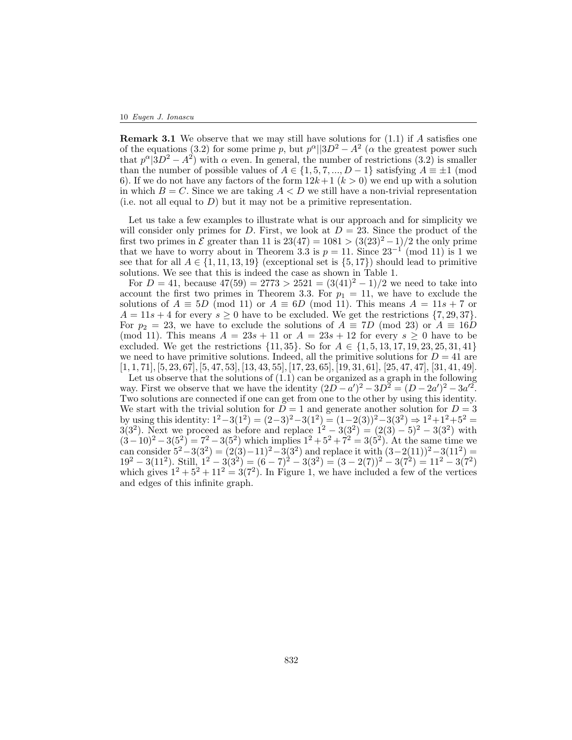**Remark 3.1** We observe that we may still have solutions for (1.1) if $A$ satisfies one of the equations (3.2) for some prime $p$, but $p^{\alpha}||3D^2 - A^2$ ($\alpha$ the greatest power such that $p^{\alpha}|3D^2 - A^2$) with $\alpha$ even. In general, the number of restrictions (3.2) is smaller than the number of possible values of $A \in \{1, 5, 7, ..., D-1\}$ satisfying $A \equiv \pm 1$ (mod 6). If we do not have any factors of the form $12k+1$ ($k > 0$) we end up with a solution in which $B = C$. Since we are taking $A < D$ we still have a non-trivial representation (i.e. not all equal to $D$) but it may not be a primitive representation.

Let us take a few examples to illustrate what is our approach and for simplicity we will consider only primes for $D$. First, we look at $D = 23$. Since the product of the first two primes in $\mathcal{E}$ greater than 11 is $23(47) = 1081 > (3(23)^2 - 1)/2$ the only prime that we have to worry about in Theorem 3.3 is $p = 11$. Since $23^{-1}$ (mod 11) is 1 we see that for all $A \in \{1, 11, 13, 19\}$ (exceptional set is $\{5, 17\}$) should lead to primitive solutions. We see that this is indeed the case as shown in Table 1.

For $D = 41$, because $47(59) = 2773 > 2521 = (3(41)^2 - 1)/2$ we need to take into account the first two primes in Theorem 3.3. For $p_1 = 11$, we have to exclude the solutions of $A \equiv 5D$ (mod 11) or $A \equiv 6D$ (mod 11). This means $A = 11s + 7$ or $A = 11s + 4$ for every $s \geq 0$ have to be excluded. We get the restrictions $\{7, 29, 37\}$. For $p_2 = 23$, we have to exclude the solutions of $A \equiv 7D$ (mod 23) or $A \equiv 16D$ (mod 11). This means $A = 23s + 11$ or $A = 23s + 12$ for every $s \geq 0$ have to be excluded. We get the restrictions $\{11, 35\}$. So for $A \in \{1, 5, 13, 17, 19, 23, 25, 31, 41\}$ we need to have primitive solutions. Indeed, all the primitive solutions for $D = 41$ are $[1, 1, 71]$, $[5, 23, 67]$, $[5, 47, 53]$, $[13, 43, 55]$, $[17, 23, 65]$, $[19, 31, 61]$, $[25, 47, 47]$, $[31, 41, 49]$.

Let us observe that the solutions of (1.1) can be organized as a graph in the following way. First we observe that we have the identity $(2D - a')^2 - 3D^2 = (D - 2a')^2 - 3a'^2$. Two solutions are connected if one can get from one to the other by using this identity. We start with the trivial solution for $D = 1$ and generate another solution for $D = 3$ by using this identity: $1^2 - 3(1^2) = (2-3)^2 - 3(1^2) = (1 - 2(3))^2 - 3(3^2) \Rightarrow 1^2 + 1^2 + 5^2 = 3(3^2)$. Next we proceed as before and replace $1^2 - 3(3^2) = (2(3) - 5)^2 - 3(3^2)$ with $(3 - 10)^2 - 3(5^2) = 7^2 - 3(5^2)$ which implies $1^2 + 5^2 + 7^2 = 3(5^2)$. At the same time we can consider $5^2 - 3(3^2) = (2(3) - 11)^2 - 3(3^2)$ and replace it with $(3 - 2(11))^2 - 3(11^2) = 19^2 - 3(11^2)$. Still, $1^2 - 3(3^2) = (6 - 7)^2 - 3(3^2) = (3 - 2(7))^2 - 3(7^2) = 11^2 - 3(7^2)$ which gives $1^2 + 5^2 + 11^2 = 3(7^2)$. In Figure 1, we have included a few of the vertices and edges of this infinite graph.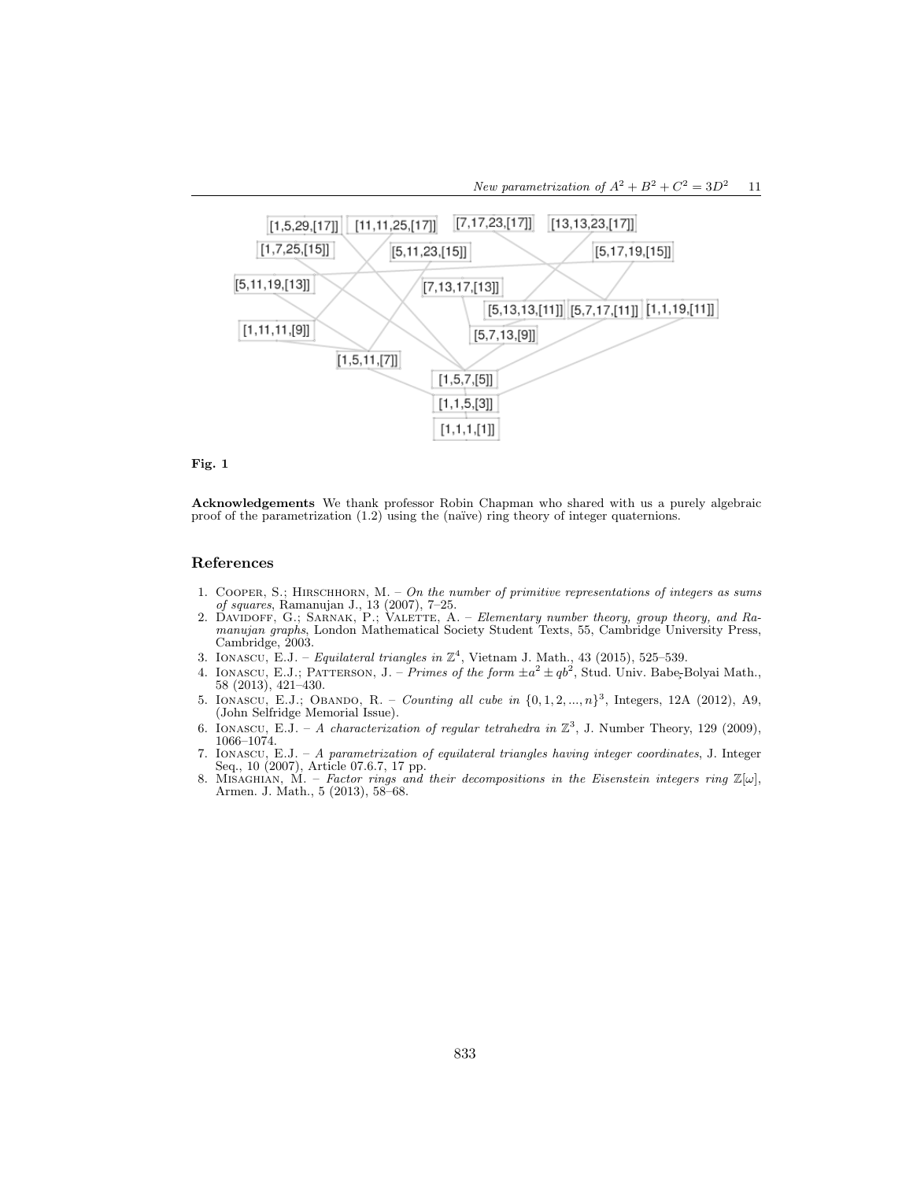[1,5,29,[17]] [11,11,25,[17]] [7,17,23,[17]] [13,13,23,[17]]

[1,7,25,[15]] [5,11,23,[15]] [5,17,19,[15]]

[5,11,19,[13]] [7,13,17,[13]]

[5,13,13,[11]] [5,7,17,[11]] [1,1,19,[11]]

[1,11,11,[9]] [5,7,13,[9]]

[1,5,11,[7]]

[1,5,7,[5]]

[1,1,5,[3]]

[1,1,1,[1]]

**Fig. 1**

**Acknowledgements** We thank professor Robin Chapman who shared with us a purely algebraic proof of the parametrization (1.2) using the (naïve) ring theory of integer quaternions.

## References

1. Cooper, S.; Hirschhorn, M. – *On the number of primitive representations of integers as sums of squares*, Ramanujan J., 13 (2007), 7–25.
2. Davidoff, G.; Sarnak, P.; Valette, A. – *Elementary number theory, group theory, and Ramanujan graphs*, London Mathematical Society Student Texts, 55, Cambridge University Press, Cambridge, 2003.
3. Ionascu, E.J. – *Equilateral triangles in* $\mathbb{Z}^4$, Vietnam J. Math., 43 (2015), 525–539.
4. Ionascu, E.J.; Patterson, J. – *Primes of the form* $\pm a^2 \pm qb^2$, Stud. Univ. Babeş-Bolyai Math., 58 (2013), 421–430.
5. Ionascu, E.J.; Obando, R. – *Counting all cube in* $\{0, 1, 2, ..., n\}^3$, Integers, 12A (2012), A9, (John Selfridge Memorial Issue).
6. Ionascu, E.J. – *A characterization of regular tetrahedra in* $\mathbb{Z}^3$, J. Number Theory, 129 (2009), 1066–1074.
7. Ionascu, E.J. – *A parametrization of equilateral triangles having integer coordinates*, J. Integer Seq., 10 (2007), Article 07.6.7, 17 pp.
8. Misaghian, M. – *Factor rings and their decompositions in the Eisenstein integers ring* $\mathbb{Z}[\omega]$, Armen. J. Math., 5 (2013), 58–68.